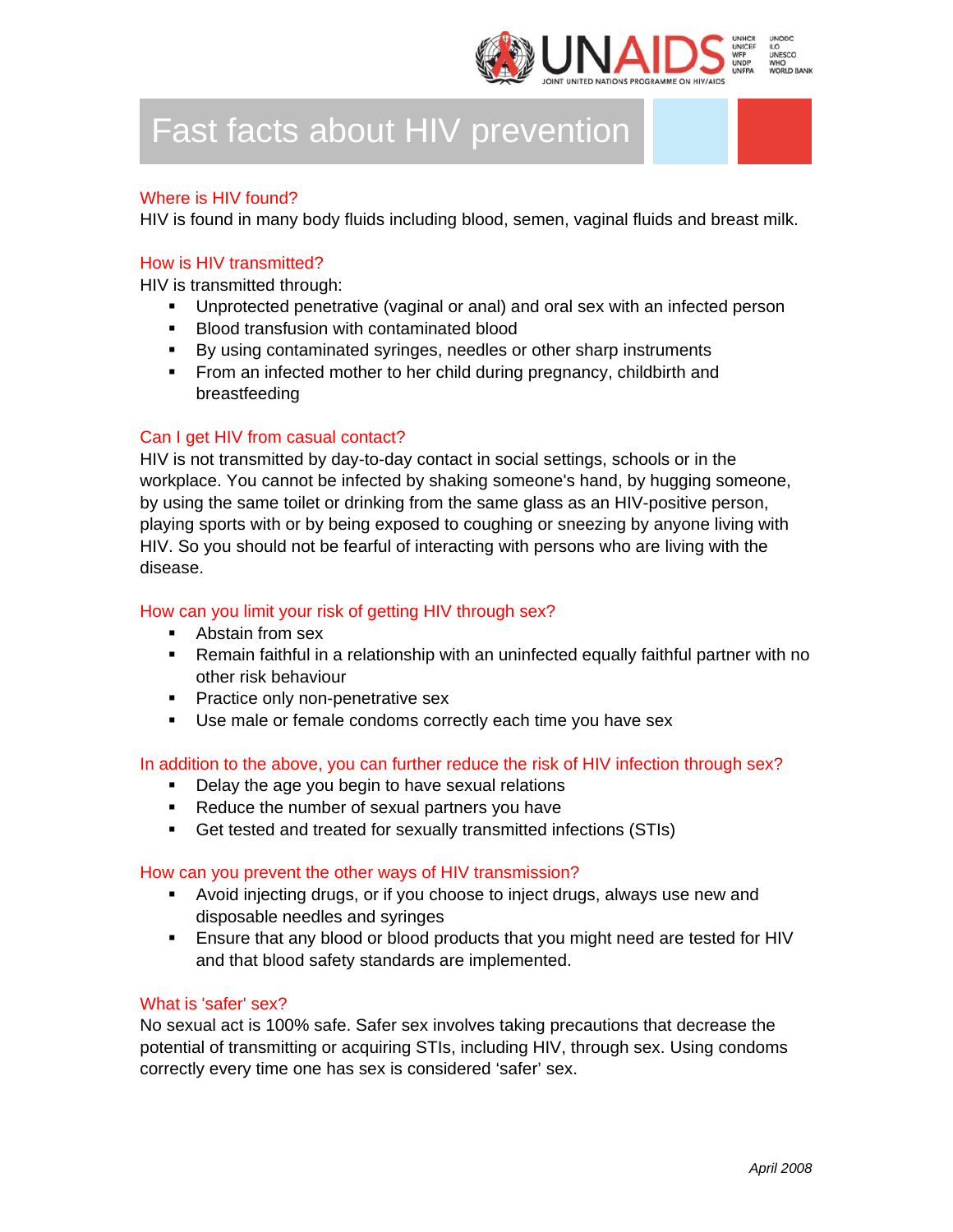# Fast facts about HIV prevention

## Where is HIV found?

HIV is found in many body fluids including blood, semen, vaginal fluids and breast milk.

## How is HIV transmitted?

HIV is transmitted through:

- Unprotected penetrative (vaginal or anal) and oral sex with an infected person
- Blood transfusion with contaminated blood
- By using contaminated syringes, needles or other sharp instruments
- From an infected mother to her child during pregnancy, childbirth and breastfeeding

## Can I get HIV from casual contact?

HIV is not transmitted by day-to-day contact in social settings, schools or in the workplace. You cannot be infected by shaking someone's hand, by hugging someone, by using the same toilet or drinking from the same glass as an HIV-positive person, playing sports with or by being exposed to coughing or sneezing by anyone living with HIV. So you should not be fearful of interacting with persons who are living with the disease.

## How can you limit your risk of getting HIV through sex?

- Abstain from sex
- Remain faithful in a relationship with an uninfected equally faithful partner with no other risk behaviour
- Practice only non-penetrative sex
- Use male or female condoms correctly each time you have sex

## In addition to the above, you can further reduce the risk of HIV infection through sex?

- Delay the age you begin to have sexual relations
- Reduce the number of sexual partners you have
- Get tested and treated for sexually transmitted infections (STIs)

## How can you prevent the other ways of HIV transmission?

- Avoid injecting drugs, or if you choose to inject drugs, always use new and disposable needles and syringes
- Ensure that any blood or blood products that you might need are tested for HIV and that blood safety standards are implemented.

## What is 'safer' sex?

No sexual act is 100% safe. Safer sex involves taking precautions that decrease the potential of transmitting or acquiring STIs, including HIV, through sex. Using condoms correctly every time one has sex is considered 'safer' sex.

*April 2008*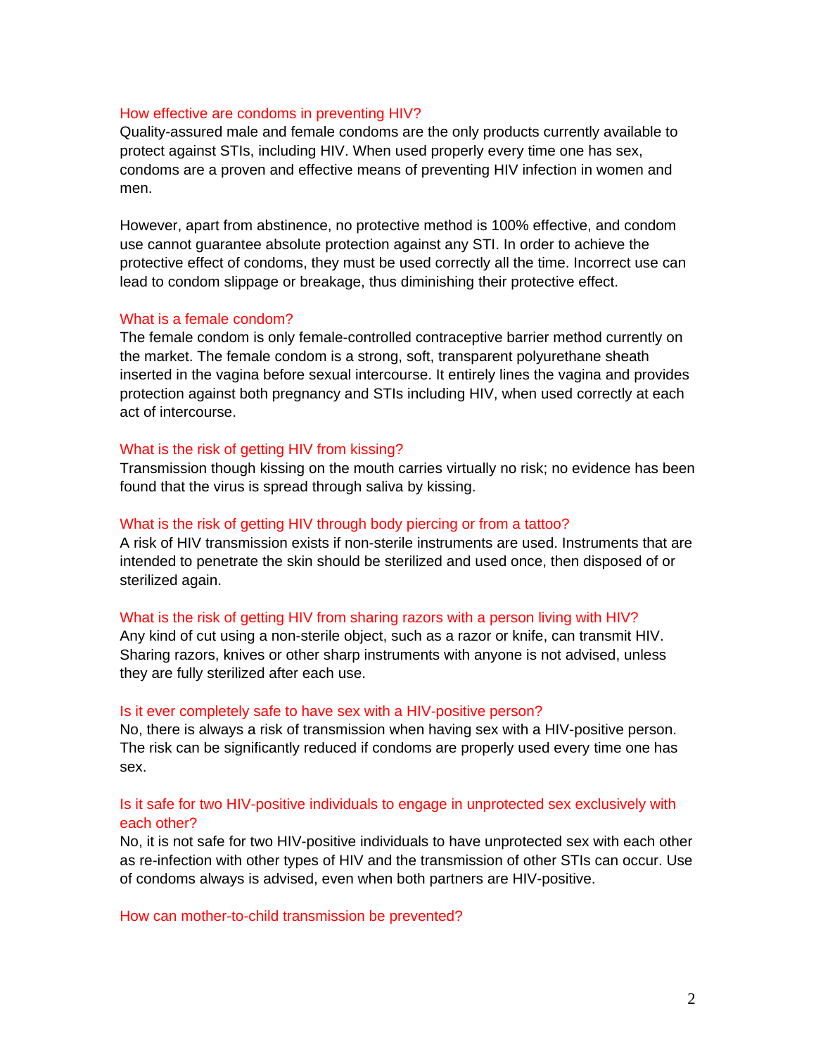### How effective are condoms in preventing HIV?

Quality-assured male and female condoms are the only products currently available to protect against STIs, including HIV. When used properly every time one has sex, condoms are a proven and effective means of preventing HIV infection in women and men.

However, apart from abstinence, no protective method is 100% effective, and condom use cannot guarantee absolute protection against any STI. In order to achieve the protective effect of condoms, they must be used correctly all the time. Incorrect use can lead to condom slippage or breakage, thus diminishing their protective effect.

### What is a female condom?

The female condom is only female-controlled contraceptive barrier method currently on the market. The female condom is a strong, soft, transparent polyurethane sheath inserted in the vagina before sexual intercourse. It entirely lines the vagina and provides protection against both pregnancy and STIs including HIV, when used correctly at each act of intercourse.

### What is the risk of getting HIV from kissing?

Transmission though kissing on the mouth carries virtually no risk; no evidence has been found that the virus is spread through saliva by kissing.

### What is the risk of getting HIV through body piercing or from a tattoo?

A risk of HIV transmission exists if non-sterile instruments are used. Instruments that are intended to penetrate the skin should be sterilized and used once, then disposed of or sterilized again.

### What is the risk of getting HIV from sharing razors with a person living with HIV?

Any kind of cut using a non-sterile object, such as a razor or knife, can transmit HIV. Sharing razors, knives or other sharp instruments with anyone is not advised, unless they are fully sterilized after each use.

### Is it ever completely safe to have sex with a HIV-positive person?

No, there is always a risk of transmission when having sex with a HIV-positive person. The risk can be significantly reduced if condoms are properly used every time one has sex.

### Is it safe for two HIV-positive individuals to engage in unprotected sex exclusively with each other?

No, it is not safe for two HIV-positive individuals to have unprotected sex with each other as re-infection with other types of HIV and the transmission of other STIs can occur. Use of condoms always is advised, even when both partners are HIV-positive.

### How can mother-to-child transmission be prevented?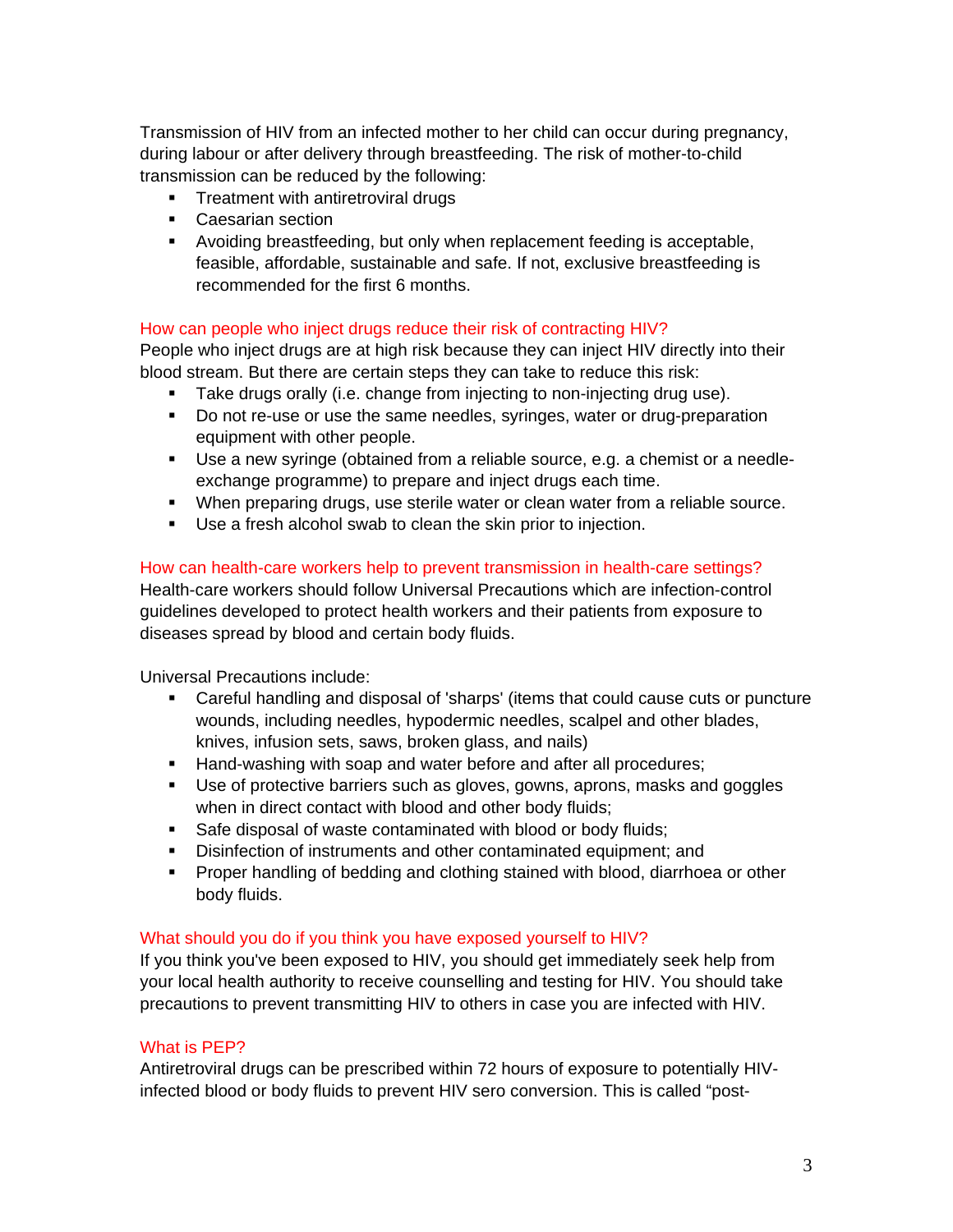Transmission of HIV from an infected mother to her child can occur during pregnancy, during labour or after delivery through breastfeeding. The risk of mother-to-child transmission can be reduced by the following:

- Treatment with antiretroviral drugs
- Caesarian section
- Avoiding breastfeeding, but only when replacement feeding is acceptable, feasible, affordable, sustainable and safe. If not, exclusive breastfeeding is recommended for the first 6 months.

### How can people who inject drugs reduce their risk of contracting HIV?

People who inject drugs are at high risk because they can inject HIV directly into their blood stream. But there are certain steps they can take to reduce this risk:

- Take drugs orally (i.e. change from injecting to non-injecting drug use).
- Do not re-use or use the same needles, syringes, water or drug-preparation equipment with other people.
- Use a new syringe (obtained from a reliable source, e.g. a chemist or a needle-exchange programme) to prepare and inject drugs each time.
- When preparing drugs, use sterile water or clean water from a reliable source.
- Use a fresh alcohol swab to clean the skin prior to injection.

### How can health-care workers help to prevent transmission in health-care settings?

Health-care workers should follow Universal Precautions which are infection-control guidelines developed to protect health workers and their patients from exposure to diseases spread by blood and certain body fluids.

Universal Precautions include:

- Careful handling and disposal of 'sharps' (items that could cause cuts or puncture wounds, including needles, hypodermic needles, scalpel and other blades, knives, infusion sets, saws, broken glass, and nails)
- Hand-washing with soap and water before and after all procedures;
- Use of protective barriers such as gloves, gowns, aprons, masks and goggles when in direct contact with blood and other body fluids;
- Safe disposal of waste contaminated with blood or body fluids;
- Disinfection of instruments and other contaminated equipment; and
- Proper handling of bedding and clothing stained with blood, diarrhoea or other body fluids.

### What should you do if you think you have exposed yourself to HIV?

If you think you've been exposed to HIV, you should get immediately seek help from your local health authority to receive counselling and testing for HIV. You should take precautions to prevent transmitting HIV to others in case you are infected with HIV.

### What is PEP?

Antiretroviral drugs can be prescribed within 72 hours of exposure to potentially HIV-infected blood or body fluids to prevent HIV sero conversion. This is called "post-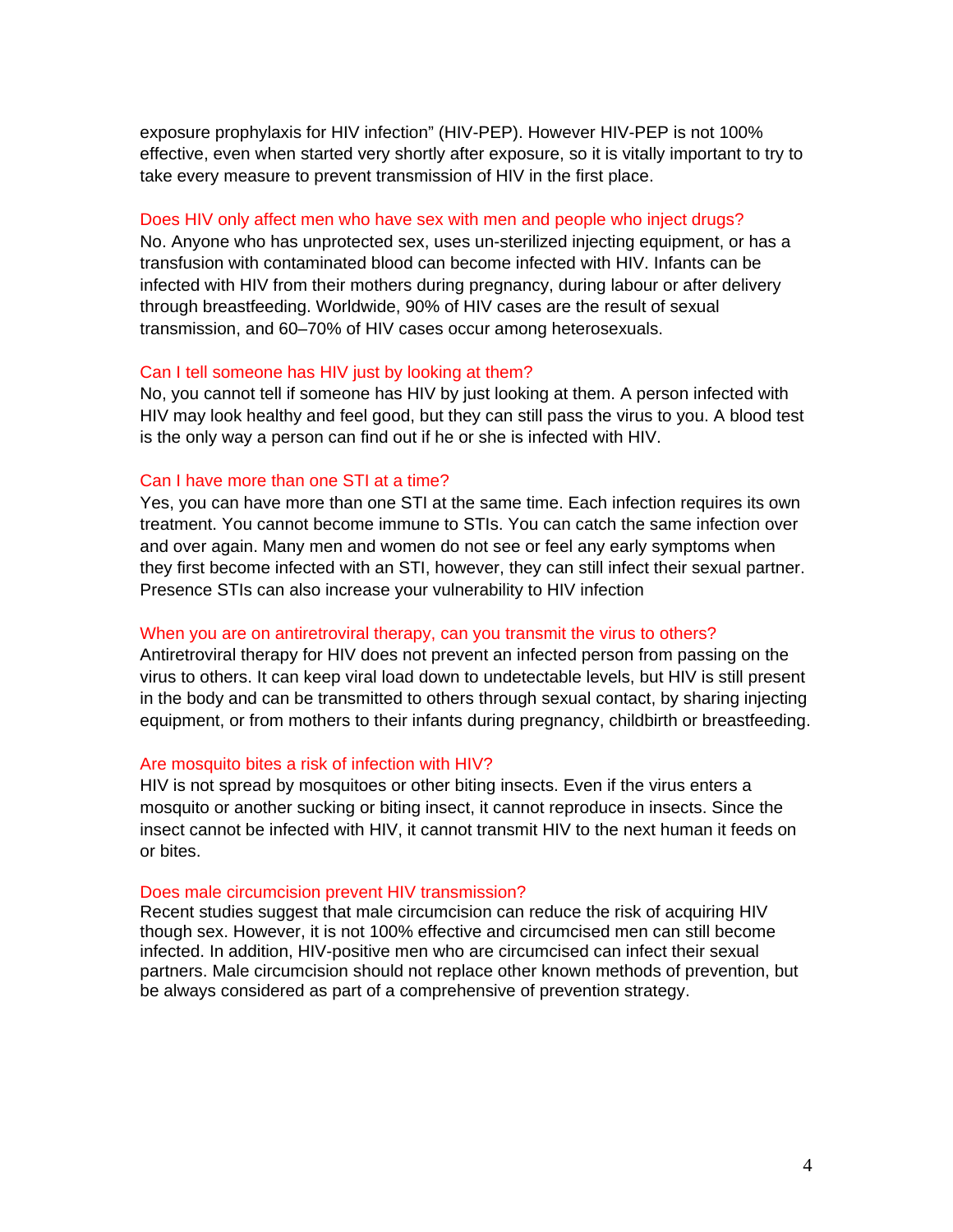exposure prophylaxis for HIV infection" (HIV-PEP). However HIV-PEP is not 100% effective, even when started very shortly after exposure, so it is vitally important to try to take every measure to prevent transmission of HIV in the first place.

### Does HIV only affect men who have sex with men and people who inject drugs?

No. Anyone who has unprotected sex, uses un-sterilized injecting equipment, or has a transfusion with contaminated blood can become infected with HIV. Infants can be infected with HIV from their mothers during pregnancy, during labour or after delivery through breastfeeding. Worldwide, 90% of HIV cases are the result of sexual transmission, and 60–70% of HIV cases occur among heterosexuals.

### Can I tell someone has HIV just by looking at them?

No, you cannot tell if someone has HIV by just looking at them. A person infected with HIV may look healthy and feel good, but they can still pass the virus to you. A blood test is the only way a person can find out if he or she is infected with HIV.

### Can I have more than one STI at a time?

Yes, you can have more than one STI at the same time. Each infection requires its own treatment. You cannot become immune to STIs. You can catch the same infection over and over again. Many men and women do not see or feel any early symptoms when they first become infected with an STI, however, they can still infect their sexual partner. Presence STIs can also increase your vulnerability to HIV infection

### When you are on antiretroviral therapy, can you transmit the virus to others?

Antiretroviral therapy for HIV does not prevent an infected person from passing on the virus to others. It can keep viral load down to undetectable levels, but HIV is still present in the body and can be transmitted to others through sexual contact, by sharing injecting equipment, or from mothers to their infants during pregnancy, childbirth or breastfeeding.

### Are mosquito bites a risk of infection with HIV?

HIV is not spread by mosquitoes or other biting insects. Even if the virus enters a mosquito or another sucking or biting insect, it cannot reproduce in insects. Since the insect cannot be infected with HIV, it cannot transmit HIV to the next human it feeds on or bites.

### Does male circumcision prevent HIV transmission?

Recent studies suggest that male circumcision can reduce the risk of acquiring HIV though sex. However, it is not 100% effective and circumcised men can still become infected. In addition, HIV-positive men who are circumcised can infect their sexual partners. Male circumcision should not replace other known methods of prevention, but be always considered as part of a comprehensive of prevention strategy.